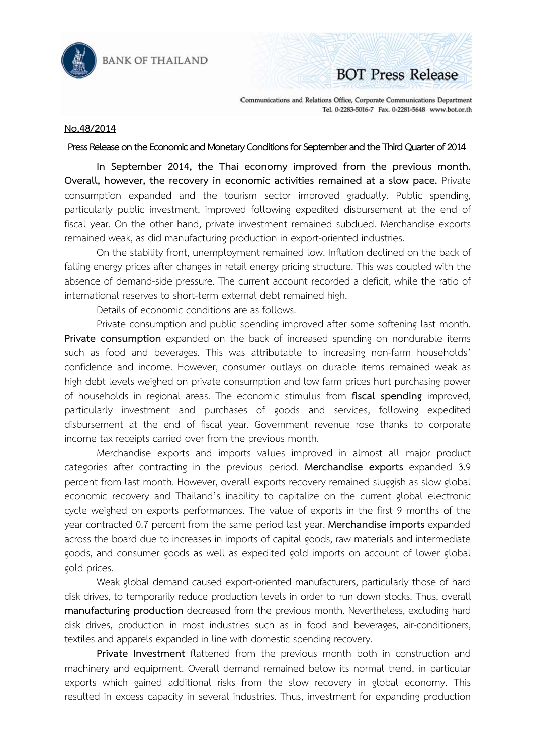No.48/2014

**Press Release on the Economic and Monetary Conditions for September and the Third Quarter of 2014**

**In September 2014, the Thai economy improved from the previous month. Overall, however, the recovery in economic activities remained at a slow pace.** Private consumption expanded and the tourism sector improved gradually. Public spending, particularly public investment, improved following expedited disbursement at the end of fiscal year. On the other hand, private investment remained subdued. Merchandise exports remained weak, as did manufacturing production in export-oriented industries.

On the stability front, unemployment remained low. Inflation declined on the back of falling energy prices after changes in retail energy pricing structure. This was coupled with the absence of demand-side pressure. The current account recorded a deficit, while the ratio of international reserves to short-term external debt remained high.

Details of economic conditions are as follows.

Private consumption and public spending improved after some softening last month. **Private consumption** expanded on the back of increased spending on nondurable items such as food and beverages. This was attributable to increasing non-farm households' confidence and income. However, consumer outlays on durable items remained weak as high debt levels weighed on private consumption and low farm prices hurt purchasing power of households in regional areas. The economic stimulus from **fiscal spending** improved, particularly investment and purchases of goods and services, following expedited disbursement at the end of fiscal year. Government revenue rose thanks to corporate income tax receipts carried over from the previous month.

Merchandise exports and imports values improved in almost all major product categories after contracting in the previous period. **Merchandise exports** expanded 3.9 percent from last month. However, overall exports recovery remained sluggish as slow global economic recovery and Thailand's inability to capitalize on the current global electronic cycle weighed on exports performances. The value of exports in the first 9 months of the year contracted 0.7 percent from the same period last year. **Merchandise imports** expanded across the board due to increases in imports of capital goods, raw materials and intermediate goods, and consumer goods as well as expedited gold imports on account of lower global gold prices.

Weak global demand caused export-oriented manufacturers, particularly those of hard disk drives, to temporarily reduce production levels in order to run down stocks. Thus, overall **manufacturing production** decreased from the previous month. Nevertheless, excluding hard disk drives, production in most industries such as in food and beverages, air-conditioners, textiles and apparels expanded in line with domestic spending recovery.

**Private Investment** flattened from the previous month both in construction and machinery and equipment. Overall demand remained below its normal trend, in particular exports which gained additional risks from the slow recovery in global economy. This resulted in excess capacity in several industries. Thus, investment for expanding production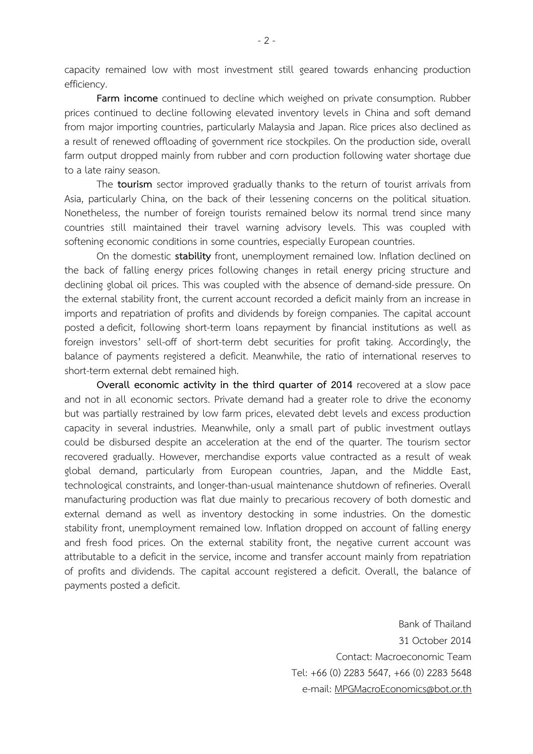capacity remained low with most investment still geared towards enhancing production efficiency.

**Farm income** continued to decline which weighed on private consumption. Rubber prices continued to decline following elevated inventory levels in China and soft demand from major importing countries, particularly Malaysia and Japan. Rice prices also declined as a result of renewed offloading of government rice stockpiles. On the production side, overall farm output dropped mainly from rubber and corn production following water shortage due to a late rainy season.

The **tourism** sector improved gradually thanks to the return of tourist arrivals from Asia, particularly China, on the back of their lessening concerns on the political situation. Nonetheless, the number of foreign tourists remained below its normal trend since many countries still maintained their travel warning advisory levels. This was coupled with softening economic conditions in some countries, especially European countries.

On the domestic **stability** front, unemployment remained low. Inflation declined on the back of falling energy prices following changes in retail energy pricing structure and declining global oil prices. This was coupled with the absence of demand-side pressure. On the external stability front, the current account recorded a deficit mainly from an increase in imports and repatriation of profits and dividends by foreign companies. The capital account posted a deficit, following short-term loans repayment by financial institutions as well as foreign investors' sell-off of short-term debt securities for profit taking. Accordingly, the balance of payments registered a deficit. Meanwhile, the ratio of international reserves to short-term external debt remained high.

**Overall economic activity in the third quarter of 2014** recovered at a slow pace and not in all economic sectors. Private demand had a greater role to drive the economy but was partially restrained by low farm prices, elevated debt levels and excess production capacity in several industries. Meanwhile, only a small part of public investment outlays could be disbursed despite an acceleration at the end of the quarter. The tourism sector recovered gradually. However, merchandise exports value contracted as a result of weak global demand, particularly from European countries, Japan, and the Middle East, technological constraints, and longer-than-usual maintenance shutdown of refineries. Overall manufacturing production was flat due mainly to precarious recovery of both domestic and external demand as well as inventory destocking in some industries. On the domestic stability front, unemployment remained low. Inflation dropped on account of falling energy and fresh food prices. On the external stability front, the negative current account was attributable to a deficit in the service, income and transfer account mainly from repatriation of profits and dividends. The capital account registered a deficit. Overall, the balance of payments posted a deficit.

Bank of Thailand
31 October 2014
Contact: Macroeconomic Team
Tel: +66 (0) 2283 5647, +66 (0) 2283 5648
e-mail: MPGMacroEconomics@bot.or.th